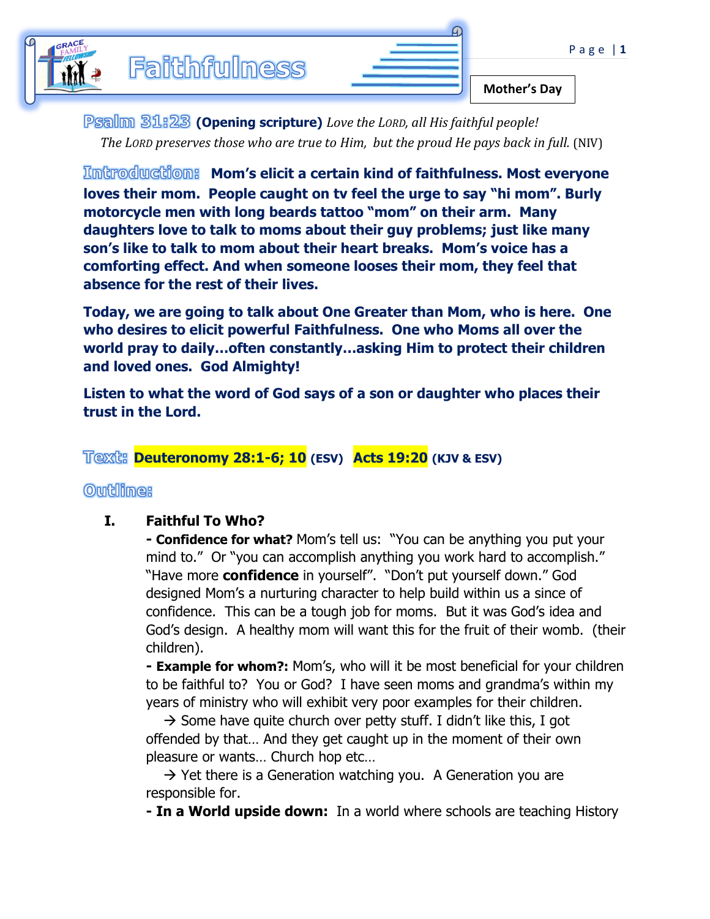# Faithfulness

**Mother's Day**

**Psalm 31:23** **(Opening scripture)** *Love the LORD, all His faithful people! The LORD preserves those who are true to Him, but the proud He pays back in full.* (NIV)

**Introduction:** **Mom's elicit a certain kind of faithfulness. Most everyone loves their mom. People caught on tv feel the urge to say "hi mom". Burly motorcycle men with long beards tattoo "mom" on their arm. Many daughters love to talk to moms about their guy problems; just like many son's like to talk to mom about their heart breaks. Mom's voice has a comforting effect. And when someone looses their mom, they feel that absence for the rest of their lives.**

**Today, we are going to talk about One Greater than Mom, who is here. One who desires to elicit powerful Faithfulness. One who Moms all over the world pray to daily…often constantly…asking Him to protect their children and loved ones. God Almighty!**

**Listen to what the word of God says of a son or daughter who places their trust in the Lord.**

**Text:** **Deuteronomy 28:1-6; 10** **(ESV)** **Acts 19:20** **(KJV & ESV)**

## Outline:

**I. Faithful To Who?**

**- Confidence for what?** Mom's tell us: "You can be anything you put your mind to." Or "you can accomplish anything you work hard to accomplish." "Have more **confidence** in yourself". "Don't put yourself down." God designed Mom's a nurturing character to help build within us a since of confidence. This can be a tough job for moms. But it was God's idea and God's design. A healthy mom will want this for the fruit of their womb. (their children).

**- Example for whom?:** Mom's, who will it be most beneficial for your children to be faithful to? You or God? I have seen moms and grandma's within my years of ministry who will exhibit very poor examples for their children.

→ Some have quite church over petty stuff. I didn't like this, I got offended by that… And they get caught up in the moment of their own pleasure or wants… Church hop etc…

→ Yet there is a Generation watching you. A Generation you are responsible for.

**- In a World upside down:** In a world where schools are teaching History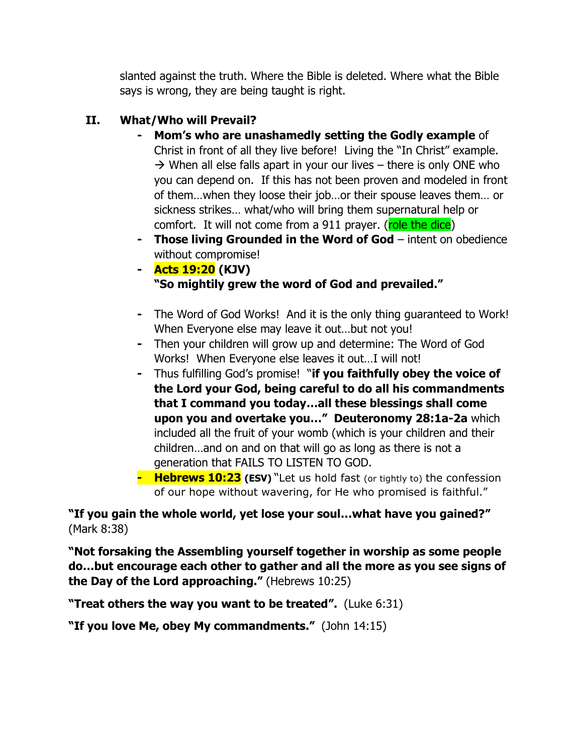slanted against the truth. Where the Bible is deleted. Where what the Bible says is wrong, they are being taught is right.

## II. What/Who will Prevail?

- **Mom's who are unashamedly setting the Godly example** of Christ in front of all they live before! Living the "In Christ" example. → When all else falls apart in your our lives – there is only ONE who you can depend on. If this has not been proven and modeled in front of them…when they loose their job…or their spouse leaves them… or sickness strikes… what/who will bring them supernatural help or comfort. It will not come from a 911 prayer. (role the dice)
- **Those living Grounded in the Word of God** – intent on obedience without compromise!
- **Acts 19:20 (KJV)**
  **"So mightily grew the word of God and prevailed."**
- The Word of God Works! And it is the only thing guaranteed to Work! When Everyone else may leave it out…but not you!
- Then your children will grow up and determine: The Word of God Works! When Everyone else leaves it out…I will not!
- Thus fulfilling God's promise! "**if you faithfully obey the voice of the Lord your God, being careful to do all his commandments that I command you today…all these blessings shall come upon you and overtake you…" Deuteronomy 28:1a-2a** which included all the fruit of your womb (which is your children and their children…and on and on that will go as long as there is not a generation that FAILS TO LISTEN TO GOD.
- **Hebrews 10:23 (ESV)** "Let us hold fast (or tightly to) the confession of our hope without wavering, for He who promised is faithful."

**"If you gain the whole world, yet lose your soul…what have you gained?"** (Mark 8:38)

**"Not forsaking the Assembling yourself together in worship as some people do…but encourage each other to gather and all the more as you see signs of the Day of the Lord approaching."** (Hebrews 10:25)

**"Treat others the way you want to be treated".** (Luke 6:31)

**"If you love Me, obey My commandments."** (John 14:15)